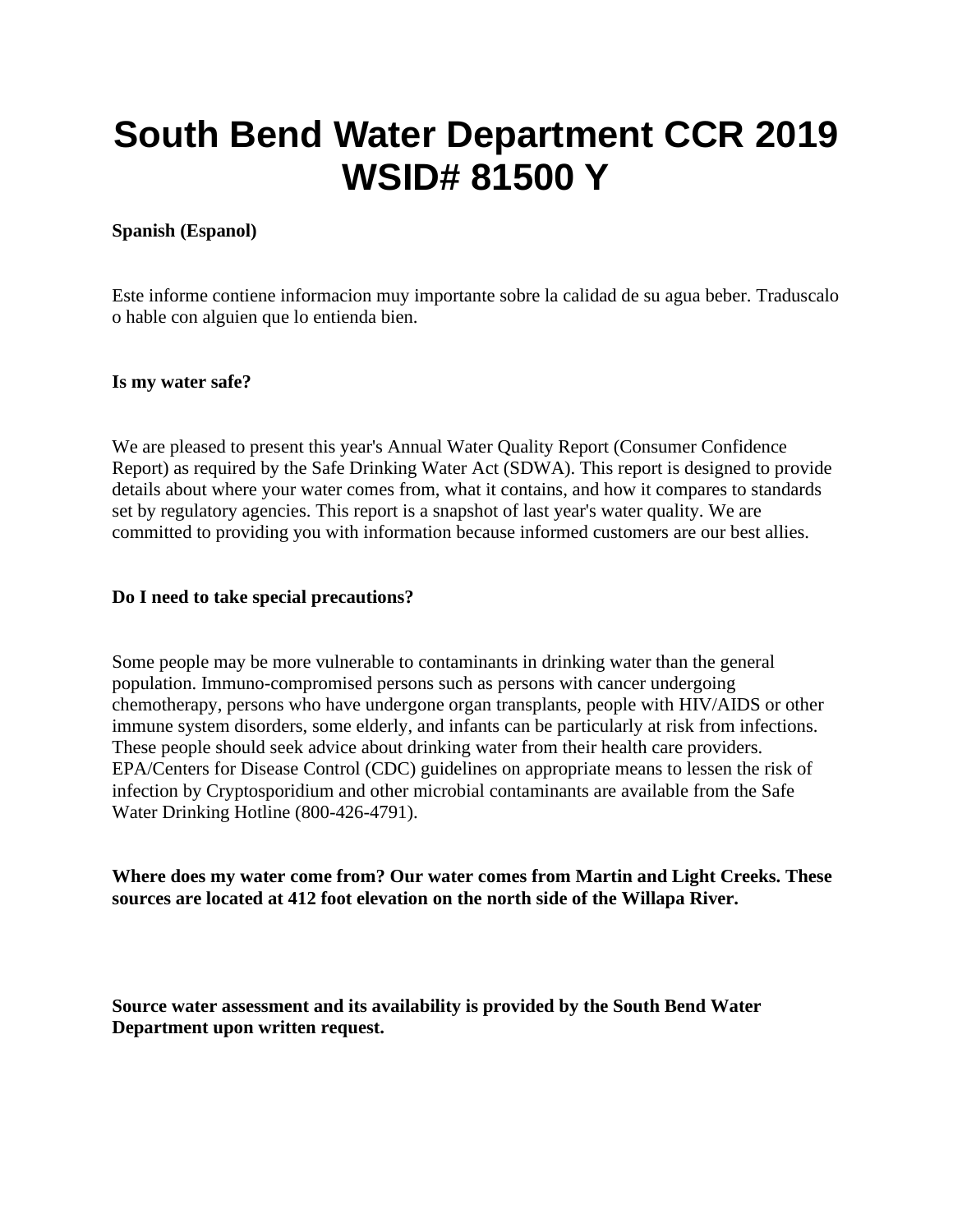# South Bend Water Department CCR 2019 WSID# 81500 Y

**Spanish (Espanol)**

Este informe contiene informacion muy importante sobre la calidad de su agua beber. Traduscalo o hable con alguien que lo entienda bien.

**Is my water safe?**

We are pleased to present this year's Annual Water Quality Report (Consumer Confidence Report) as required by the Safe Drinking Water Act (SDWA). This report is designed to provide details about where your water comes from, what it contains, and how it compares to standards set by regulatory agencies. This report is a snapshot of last year's water quality. We are committed to providing you with information because informed customers are our best allies.

**Do I need to take special precautions?**

Some people may be more vulnerable to contaminants in drinking water than the general population. Immuno-compromised persons such as persons with cancer undergoing chemotherapy, persons who have undergone organ transplants, people with HIV/AIDS or other immune system disorders, some elderly, and infants can be particularly at risk from infections. These people should seek advice about drinking water from their health care providers. EPA/Centers for Disease Control (CDC) guidelines on appropriate means to lessen the risk of infection by Cryptosporidium and other microbial contaminants are available from the Safe Water Drinking Hotline (800-426-4791).

**Where does my water come from? Our water comes from Martin and Light Creeks. These sources are located at 412 foot elevation on the north side of the Willapa River.**

**Source water assessment and its availability is provided by the South Bend Water Department upon written request.**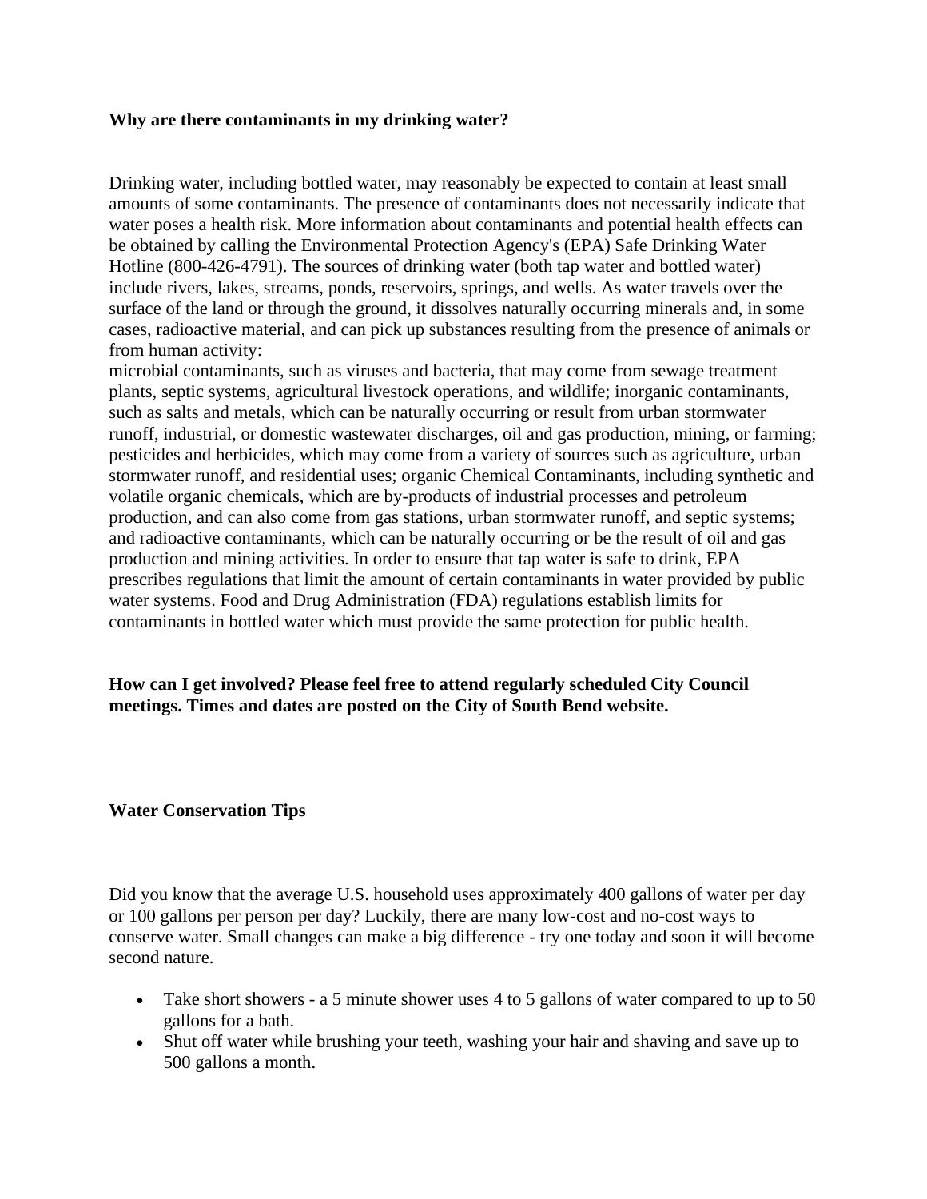**Why are there contaminants in my drinking water?**

Drinking water, including bottled water, may reasonably be expected to contain at least small amounts of some contaminants. The presence of contaminants does not necessarily indicate that water poses a health risk. More information about contaminants and potential health effects can be obtained by calling the Environmental Protection Agency's (EPA) Safe Drinking Water Hotline (800-426-4791). The sources of drinking water (both tap water and bottled water) include rivers, lakes, streams, ponds, reservoirs, springs, and wells. As water travels over the surface of the land or through the ground, it dissolves naturally occurring minerals and, in some cases, radioactive material, and can pick up substances resulting from the presence of animals or from human activity:
microbial contaminants, such as viruses and bacteria, that may come from sewage treatment plants, septic systems, agricultural livestock operations, and wildlife; inorganic contaminants, such as salts and metals, which can be naturally occurring or result from urban stormwater runoff, industrial, or domestic wastewater discharges, oil and gas production, mining, or farming; pesticides and herbicides, which may come from a variety of sources such as agriculture, urban stormwater runoff, and residential uses; organic Chemical Contaminants, including synthetic and volatile organic chemicals, which are by-products of industrial processes and petroleum production, and can also come from gas stations, urban stormwater runoff, and septic systems; and radioactive contaminants, which can be naturally occurring or be the result of oil and gas production and mining activities. In order to ensure that tap water is safe to drink, EPA prescribes regulations that limit the amount of certain contaminants in water provided by public water systems. Food and Drug Administration (FDA) regulations establish limits for contaminants in bottled water which must provide the same protection for public health.

**How can I get involved? Please feel free to attend regularly scheduled City Council meetings. Times and dates are posted on the City of South Bend website.**

**Water Conservation Tips**

Did you know that the average U.S. household uses approximately 400 gallons of water per day or 100 gallons per person per day? Luckily, there are many low-cost and no-cost ways to conserve water. Small changes can make a big difference - try one today and soon it will become second nature.

- Take short showers - a 5 minute shower uses 4 to 5 gallons of water compared to up to 50 gallons for a bath.
- Shut off water while brushing your teeth, washing your hair and shaving and save up to 500 gallons a month.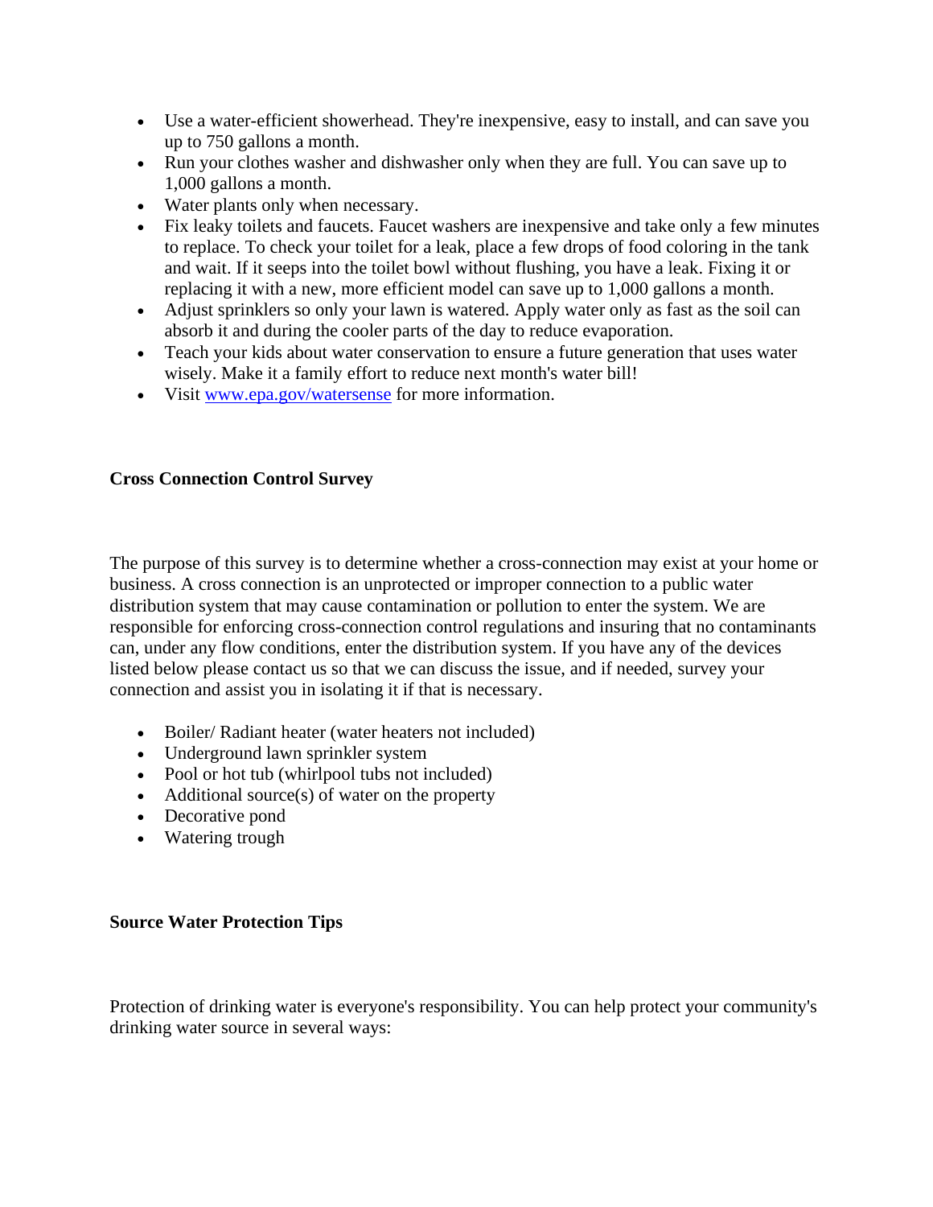- Use a water-efficient showerhead. They're inexpensive, easy to install, and can save you up to 750 gallons a month.
- Run your clothes washer and dishwasher only when they are full. You can save up to 1,000 gallons a month.
- Water plants only when necessary.
- Fix leaky toilets and faucets. Faucet washers are inexpensive and take only a few minutes to replace. To check your toilet for a leak, place a few drops of food coloring in the tank and wait. If it seeps into the toilet bowl without flushing, you have a leak. Fixing it or replacing it with a new, more efficient model can save up to 1,000 gallons a month.
- Adjust sprinklers so only your lawn is watered. Apply water only as fast as the soil can absorb it and during the cooler parts of the day to reduce evaporation.
- Teach your kids about water conservation to ensure a future generation that uses water wisely. Make it a family effort to reduce next month's water bill!
- Visit [www.epa.gov/watersense](http://www.epa.gov/watersense) for more information.

**Cross Connection Control Survey**

The purpose of this survey is to determine whether a cross-connection may exist at your home or business. A cross connection is an unprotected or improper connection to a public water distribution system that may cause contamination or pollution to enter the system. We are responsible for enforcing cross-connection control regulations and insuring that no contaminants can, under any flow conditions, enter the distribution system. If you have any of the devices listed below please contact us so that we can discuss the issue, and if needed, survey your connection and assist you in isolating it if that is necessary.

- Boiler/ Radiant heater (water heaters not included)
- Underground lawn sprinkler system
- Pool or hot tub (whirlpool tubs not included)
- Additional source(s) of water on the property
- Decorative pond
- Watering trough

**Source Water Protection Tips**

Protection of drinking water is everyone's responsibility. You can help protect your community's drinking water source in several ways: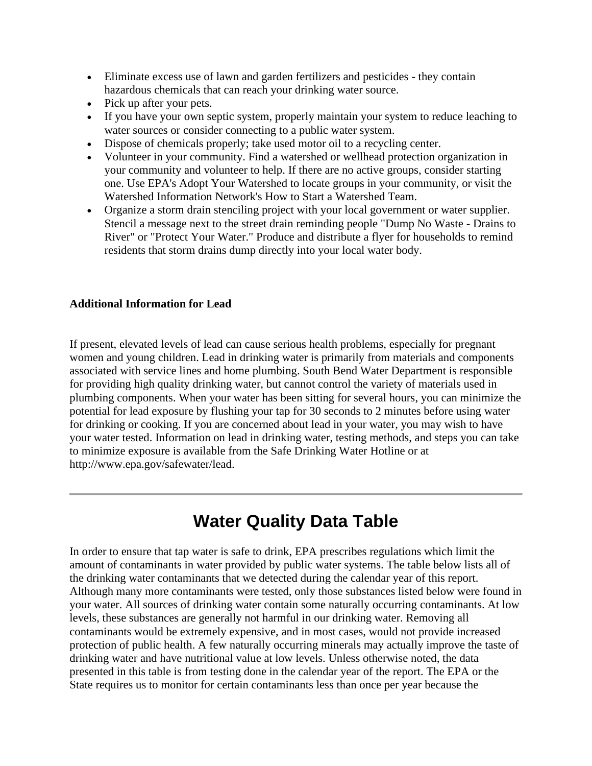- Eliminate excess use of lawn and garden fertilizers and pesticides - they contain hazardous chemicals that can reach your drinking water source.
- Pick up after your pets.
- If you have your own septic system, properly maintain your system to reduce leaching to water sources or consider connecting to a public water system.
- Dispose of chemicals properly; take used motor oil to a recycling center.
- Volunteer in your community. Find a watershed or wellhead protection organization in your community and volunteer to help. If there are no active groups, consider starting one. Use EPA's Adopt Your Watershed to locate groups in your community, or visit the Watershed Information Network's How to Start a Watershed Team.
- Organize a storm drain stenciling project with your local government or water supplier. Stencil a message next to the street drain reminding people "Dump No Waste - Drains to River" or "Protect Your Water." Produce and distribute a flyer for households to remind residents that storm drains dump directly into your local water body.

**Additional Information for Lead**

If present, elevated levels of lead can cause serious health problems, especially for pregnant women and young children. Lead in drinking water is primarily from materials and components associated with service lines and home plumbing. South Bend Water Department is responsible for providing high quality drinking water, but cannot control the variety of materials used in plumbing components. When your water has been sitting for several hours, you can minimize the potential for lead exposure by flushing your tap for 30 seconds to 2 minutes before using water for drinking or cooking. If you are concerned about lead in your water, you may wish to have your water tested. Information on lead in drinking water, testing methods, and steps you can take to minimize exposure is available from the Safe Drinking Water Hotline or at http://www.epa.gov/safewater/lead.

---

# Water Quality Data Table

In order to ensure that tap water is safe to drink, EPA prescribes regulations which limit the amount of contaminants in water provided by public water systems. The table below lists all of the drinking water contaminants that we detected during the calendar year of this report. Although many more contaminants were tested, only those substances listed below were found in your water. All sources of drinking water contain some naturally occurring contaminants. At low levels, these substances are generally not harmful in our drinking water. Removing all contaminants would be extremely expensive, and in most cases, would not provide increased protection of public health. A few naturally occurring minerals may actually improve the taste of drinking water and have nutritional value at low levels. Unless otherwise noted, the data presented in this table is from testing done in the calendar year of the report. The EPA or the State requires us to monitor for certain contaminants less than once per year because the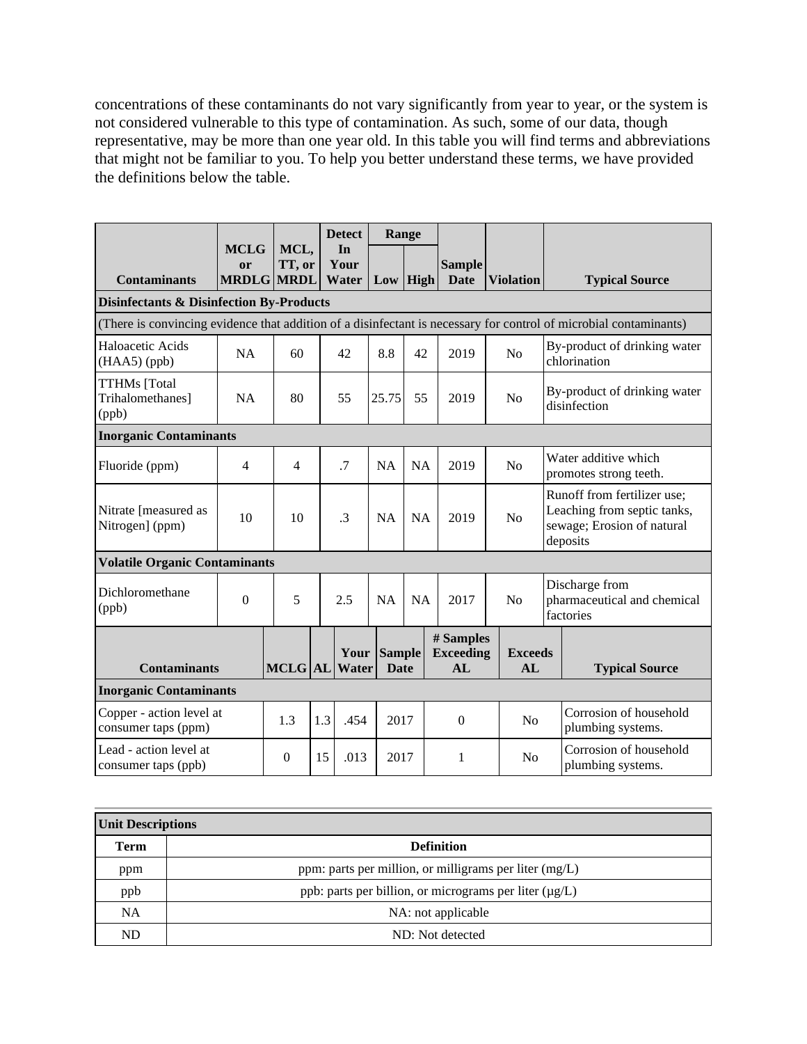concentrations of these contaminants do not vary significantly from year to year, or the system is not considered vulnerable to this type of contamination. As such, some of our data, though representative, may be more than one year old. In this table you will find terms and abbreviations that might not be familiar to you. To help you better understand these terms, we have provided the definitions below the table.

| Contaminants | MCLG or MRDLG | MCL, TT, or MRDL | Detect In Your Water | Range | | Sample Date | Violation | Typical Source |
|---|---|---|---|---|---|---|---|---|
| | | | | Low | High | | | |
| **Disinfectants & Disinfection By-Products** | | | | | | | | |
| (There is convincing evidence that addition of a disinfectant is necessary for control of microbial contaminants) | | | | | | | | |
| Haloacetic Acids (HAA5) (ppb) | NA | 60 | 42 | 8.8 | 42 | 2019 | No | By-product of drinking water chlorination |
| TTHMs [Total Trihalomethanes] (ppb) | NA | 80 | 55 | 25.75 | 55 | 2019 | No | By-product of drinking water disinfection |
| **Inorganic Contaminants** | | | | | | | | |
| Fluoride (ppm) | 4 | 4 | .7 | NA | NA | 2019 | No | Water additive which promotes strong teeth. |
| Nitrate [measured as Nitrogen] (ppm) | 10 | 10 | .3 | NA | NA | 2019 | No | Runoff from fertilizer use; Leaching from septic tanks, sewage; Erosion of natural deposits |
| **Volatile Organic Contaminants** | | | | | | | | |
| Dichloromethane (ppb) | 0 | 5 | 2.5 | NA | NA | 2017 | No | Discharge from pharmaceutical and chemical factories |

| Contaminants | MCLG | AL | Your Water | Sample Date | # Samples Exceeding AL | Exceeds AL | Typical Source |
|---|---|---|---|---|---|---|---|
| **Inorganic Contaminants** | | | | | | | |
| Copper - action level at consumer taps (ppm) | 1.3 | 1.3 | .454 | 2017 | 0 | No | Corrosion of household plumbing systems. |
| Lead - action level at consumer taps (ppb) | 0 | 15 | .013 | 2017 | 1 | No | Corrosion of household plumbing systems. |

| Unit Descriptions | |
|---|---|
| **Term** | **Definition** |
| ppm | ppm: parts per million, or milligrams per liter (mg/L) |
| ppb | ppb: parts per billion, or micrograms per liter (µg/L) |
| NA | NA: not applicable |
| ND | ND: Not detected |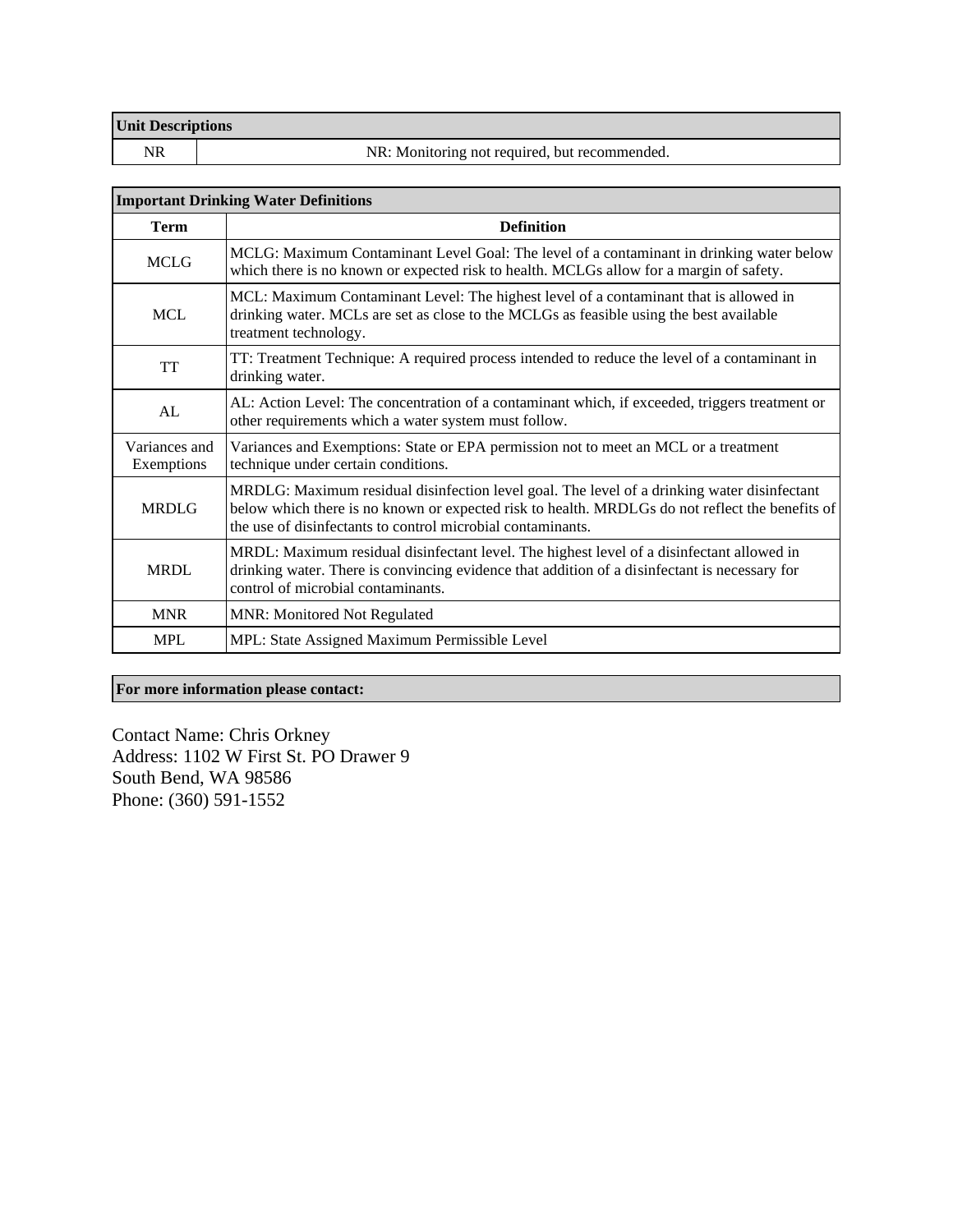| Unit Descriptions | |
|---|---|
| NR | NR: Monitoring not required, but recommended. |

| Important Drinking Water Definitions | |
|---|---|
| **Term** | **Definition** |
| MCLG | MCLG: Maximum Contaminant Level Goal: The level of a contaminant in drinking water below which there is no known or expected risk to health. MCLGs allow for a margin of safety. |
| MCL | MCL: Maximum Contaminant Level: The highest level of a contaminant that is allowed in drinking water. MCLs are set as close to the MCLGs as feasible using the best available treatment technology. |
| TT | TT: Treatment Technique: A required process intended to reduce the level of a contaminant in drinking water. |
| AL | AL: Action Level: The concentration of a contaminant which, if exceeded, triggers treatment or other requirements which a water system must follow. |
| Variances and Exemptions | Variances and Exemptions: State or EPA permission not to meet an MCL or a treatment technique under certain conditions. |
| MRDLG | MRDLG: Maximum residual disinfection level goal. The level of a drinking water disinfectant below which there is no known or expected risk to health. MRDLGs do not reflect the benefits of the use of disinfectants to control microbial contaminants. |
| MRDL | MRDL: Maximum residual disinfectant level. The highest level of a disinfectant allowed in drinking water. There is convincing evidence that addition of a disinfectant is necessary for control of microbial contaminants. |
| MNR | MNR: Monitored Not Regulated |
| MPL | MPL: State Assigned Maximum Permissible Level |

**For more information please contact:**

Contact Name: Chris Orkney
Address: 1102 W First St. PO Drawer 9
South Bend, WA 98586
Phone: (360) 591-1552